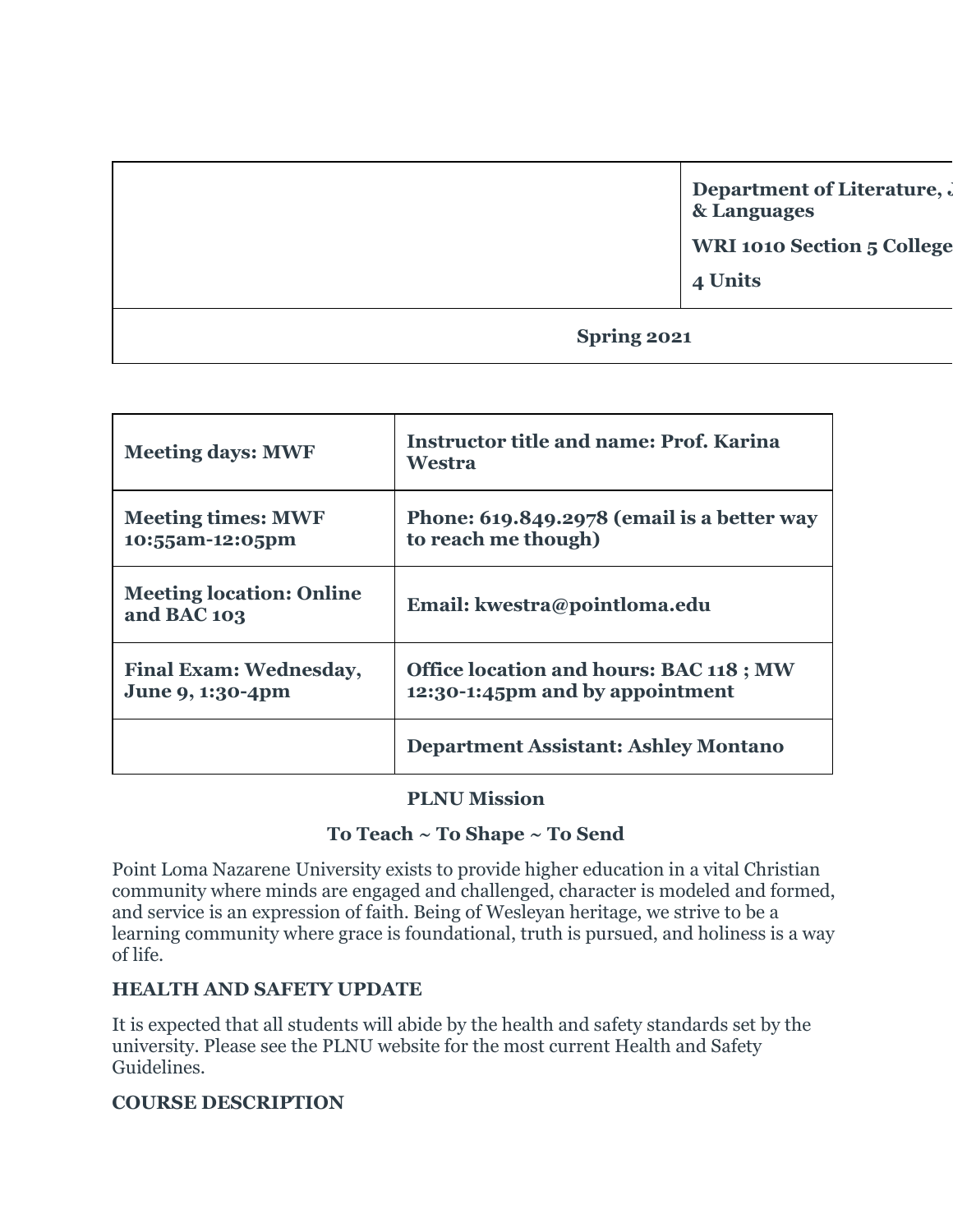| | Department of Literature, J & Languages |
|---|---|
| | WRI 1010 Section 5 College |
| | 4 Units |
| Spring 2021 | |

| Meeting days: MWF | Instructor title and name: Prof. Karina Westra |
|---|---|
| Meeting times: MWF 10:55am-12:05pm | Phone: 619.849.2978 (email is a better way to reach me though) |
| Meeting location: Online and BAC 103 | Email: kwestra@pointloma.edu |
| Final Exam: Wednesday, June 9, 1:30-4pm | Office location and hours: BAC 118 ; MW 12:30-1:45pm and by appointment |
| | Department Assistant: Ashley Montano |

**PLNU Mission**

**To Teach ~ To Shape ~ To Send**

Point Loma Nazarene University exists to provide higher education in a vital Christian community where minds are engaged and challenged, character is modeled and formed, and service is an expression of faith. Being of Wesleyan heritage, we strive to be a learning community where grace is foundational, truth is pursued, and holiness is a way of life.

**HEALTH AND SAFETY UPDATE**

It is expected that all students will abide by the health and safety standards set by the university. Please see the PLNU website for the most current Health and Safety Guidelines.

**COURSE DESCRIPTION**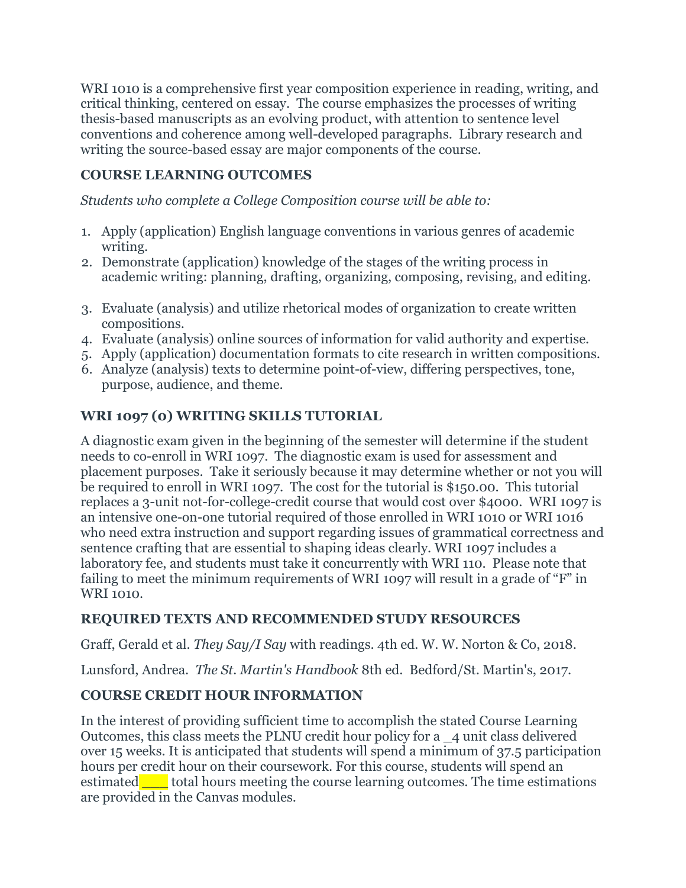WRI 1010 is a comprehensive first year composition experience in reading, writing, and critical thinking, centered on essay. The course emphasizes the processes of writing thesis-based manuscripts as an evolving product, with attention to sentence level conventions and coherence among well-developed paragraphs. Library research and writing the source-based essay are major components of the course.

### COURSE LEARNING OUTCOMES

*Students who complete a College Composition course will be able to:*

1. Apply (application) English language conventions in various genres of academic writing.
2. Demonstrate (application) knowledge of the stages of the writing process in academic writing: planning, drafting, organizing, composing, revising, and editing.
3. Evaluate (analysis) and utilize rhetorical modes of organization to create written compositions.
4. Evaluate (analysis) online sources of information for valid authority and expertise.
5. Apply (application) documentation formats to cite research in written compositions.
6. Analyze (analysis) texts to determine point-of-view, differing perspectives, tone, purpose, audience, and theme.

### WRI 1097 (0) WRITING SKILLS TUTORIAL

A diagnostic exam given in the beginning of the semester will determine if the student needs to co-enroll in WRI 1097. The diagnostic exam is used for assessment and placement purposes. Take it seriously because it may determine whether or not you will be required to enroll in WRI 1097. The cost for the tutorial is $150.00. This tutorial replaces a 3-unit not-for-college-credit course that would cost over $4000. WRI 1097 is an intensive one-on-one tutorial required of those enrolled in WRI 1010 or WRI 1016 who need extra instruction and support regarding issues of grammatical correctness and sentence crafting that are essential to shaping ideas clearly. WRI 1097 includes a laboratory fee, and students must take it concurrently with WRI 110. Please note that failing to meet the minimum requirements of WRI 1097 will result in a grade of "F" in WRI 1010.

### REQUIRED TEXTS AND RECOMMENDED STUDY RESOURCES

Graff, Gerald et al. *They Say/I Say* with readings. 4th ed. W. W. Norton & Co, 2018.

Lunsford, Andrea. *The St. Martin's Handbook* 8th ed. Bedford/St. Martin's, 2017.

### COURSE CREDIT HOUR INFORMATION

In the interest of providing sufficient time to accomplish the stated Course Learning Outcomes, this class meets the PLNU credit hour policy for a _4 unit class delivered over 15 weeks. It is anticipated that students will spend a minimum of 37.5 participation hours per credit hour on their coursework. For this course, students will spend an estimated ____ total hours meeting the course learning outcomes. The time estimations are provided in the Canvas modules.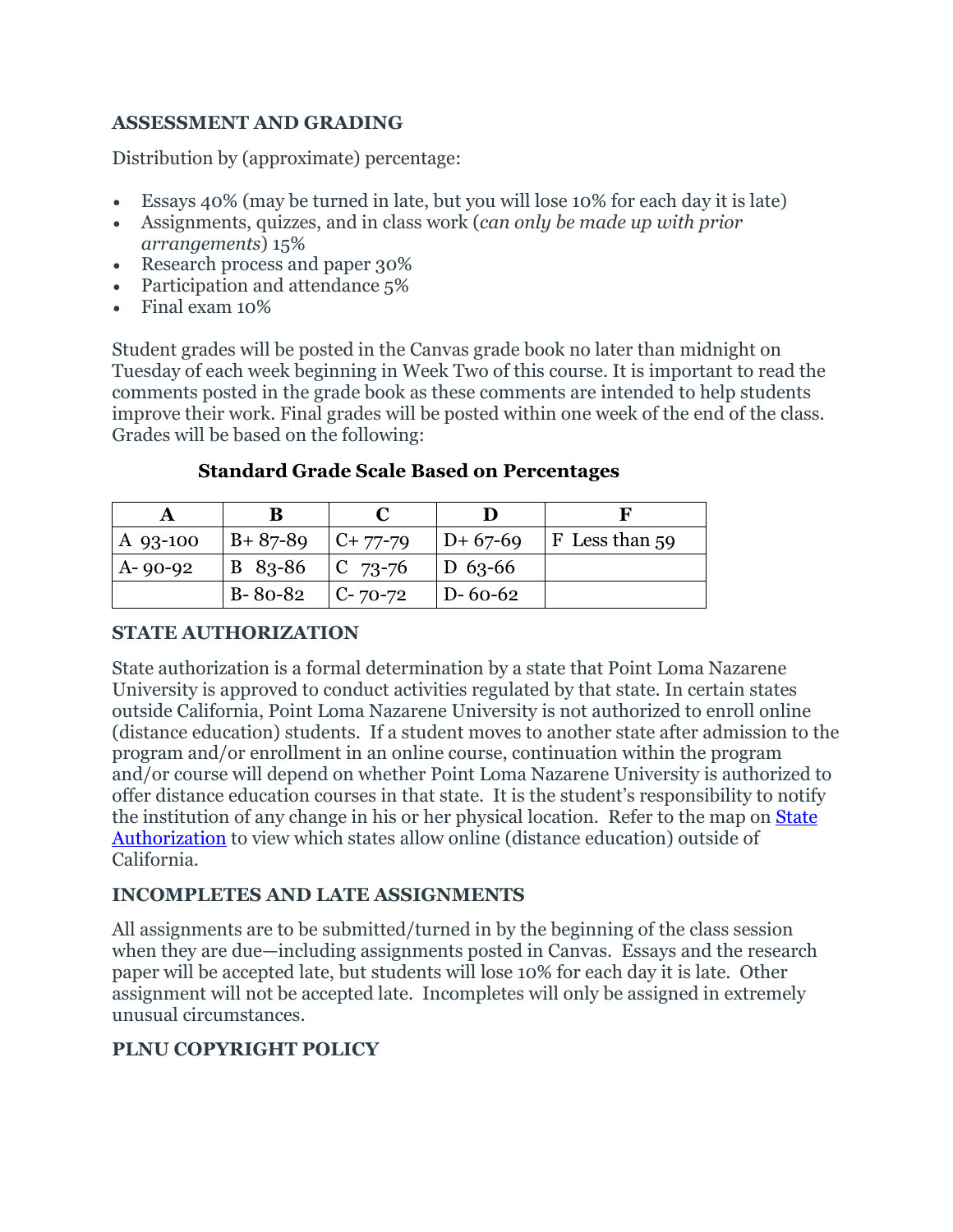### ASSESSMENT AND GRADING

Distribution by (approximate) percentage:

- Essays 40% (may be turned in late, but you will lose 10% for each day it is late)
- Assignments, quizzes, and in class work (*can only be made up with prior arrangements*) 15%
- Research process and paper 30%
- Participation and attendance 5%
- Final exam 10%

Student grades will be posted in the Canvas grade book no later than midnight on Tuesday of each week beginning in Week Two of this course. It is important to read the comments posted in the grade book as these comments are intended to help students improve their work. Final grades will be posted within one week of the end of the class. Grades will be based on the following:

**Standard Grade Scale Based on Percentages**

| A | B | C | D | F |
|---|---|---|---|---|
| A 93-100 | B+ 87-89 | C+ 77-79 | D+ 67-69 | F Less than 59 |
| A- 90-92 | B 83-86 | C 73-76 | D 63-66 | |
| | B- 80-82 | C- 70-72 | D- 60-62 | |

### STATE AUTHORIZATION

State authorization is a formal determination by a state that Point Loma Nazarene University is approved to conduct activities regulated by that state. In certain states outside California, Point Loma Nazarene University is not authorized to enroll online (distance education) students. If a student moves to another state after admission to the program and/or enrollment in an online course, continuation within the program and/or course will depend on whether Point Loma Nazarene University is authorized to offer distance education courses in that state. It is the student's responsibility to notify the institution of any change in his or her physical location. Refer to the map on State Authorization to view which states allow online (distance education) outside of California.

### INCOMPLETES AND LATE ASSIGNMENTS

All assignments are to be submitted/turned in by the beginning of the class session when they are due—including assignments posted in Canvas. Essays and the research paper will be accepted late, but students will lose 10% for each day it is late. Other assignment will not be accepted late. Incompletes will only be assigned in extremely unusual circumstances.

### PLNU COPYRIGHT POLICY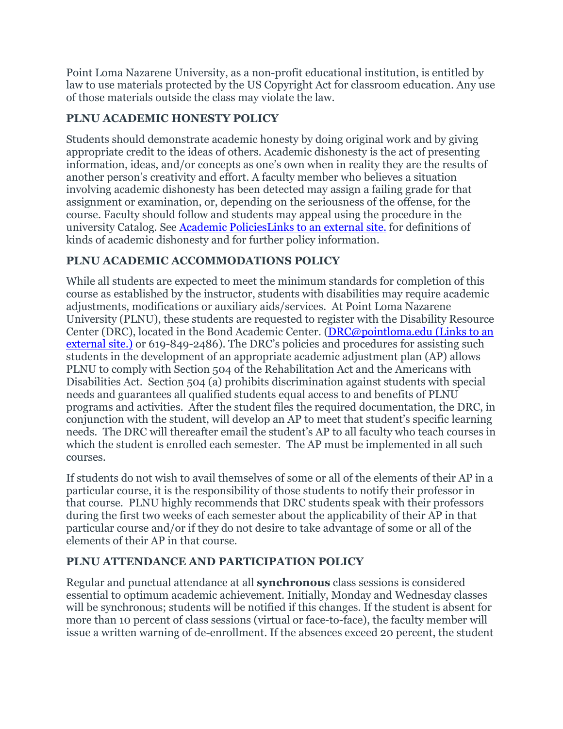Point Loma Nazarene University, as a non-profit educational institution, is entitled by law to use materials protected by the US Copyright Act for classroom education. Any use of those materials outside the class may violate the law.

### PLNU ACADEMIC HONESTY POLICY

Students should demonstrate academic honesty by doing original work and by giving appropriate credit to the ideas of others. Academic dishonesty is the act of presenting information, ideas, and/or concepts as one's own when in reality they are the results of another person's creativity and effort. A faculty member who believes a situation involving academic dishonesty has been detected may assign a failing grade for that assignment or examination, or, depending on the seriousness of the offense, for the course. Faculty should follow and students may appeal using the procedure in the university Catalog. See [Academic PoliciesLinks to an external site.] for definitions of kinds of academic dishonesty and for further policy information.

### PLNU ACADEMIC ACCOMMODATIONS POLICY

While all students are expected to meet the minimum standards for completion of this course as established by the instructor, students with disabilities may require academic adjustments, modifications or auxiliary aids/services. At Point Loma Nazarene University (PLNU), these students are requested to register with the Disability Resource Center (DRC), located in the Bond Academic Center. ([DRC@pointloma.edu (Links to an external site.)] or 619-849-2486). The DRC's policies and procedures for assisting such students in the development of an appropriate academic adjustment plan (AP) allows PLNU to comply with Section 504 of the Rehabilitation Act and the Americans with Disabilities Act. Section 504 (a) prohibits discrimination against students with special needs and guarantees all qualified students equal access to and benefits of PLNU programs and activities. After the student files the required documentation, the DRC, in conjunction with the student, will develop an AP to meet that student's specific learning needs. The DRC will thereafter email the student's AP to all faculty who teach courses in which the student is enrolled each semester. The AP must be implemented in all such courses.

If students do not wish to avail themselves of some or all of the elements of their AP in a particular course, it is the responsibility of those students to notify their professor in that course. PLNU highly recommends that DRC students speak with their professors during the first two weeks of each semester about the applicability of their AP in that particular course and/or if they do not desire to take advantage of some or all of the elements of their AP in that course.

### PLNU ATTENDANCE AND PARTICIPATION POLICY

Regular and punctual attendance at all **synchronous** class sessions is considered essential to optimum academic achievement. Initially, Monday and Wednesday classes will be synchronous; students will be notified if this changes. If the student is absent for more than 10 percent of class sessions (virtual or face-to-face), the faculty member will issue a written warning of de-enrollment. If the absences exceed 20 percent, the student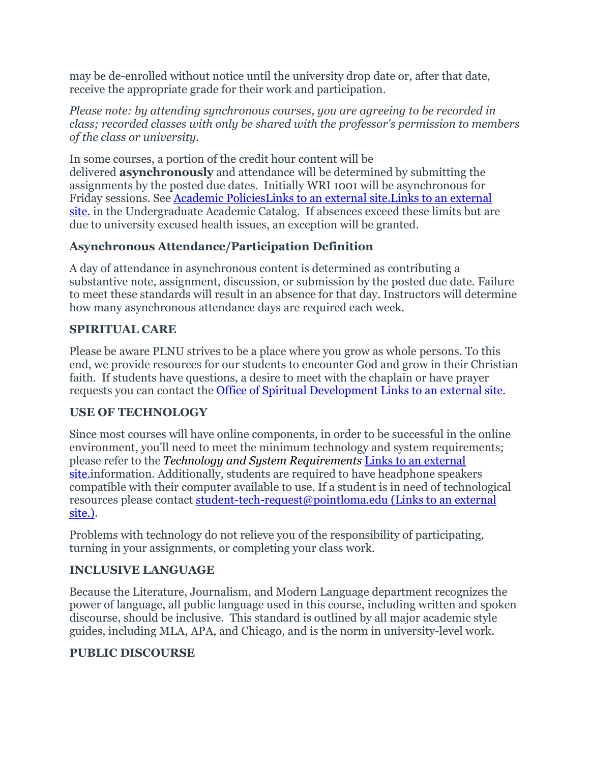may be de-enrolled without notice until the university drop date or, after that date, receive the appropriate grade for their work and participation.

*Please note: by attending synchronous courses, you are agreeing to be recorded in class; recorded classes with only be shared with the professor's permission to members of the class or university.*

In some courses, a portion of the credit hour content will be delivered **asynchronously** and attendance will be determined by submitting the assignments by the posted due dates. Initially WRI 1001 will be asynchronous for Friday sessions. See [Academic PoliciesLinks to an external site.Links to an external site.] in the Undergraduate Academic Catalog. If absences exceed these limits but are due to university excused health issues, an exception will be granted.

### Asynchronous Attendance/Participation Definition

A day of attendance in asynchronous content is determined as contributing a substantive note, assignment, discussion, or submission by the posted due date. Failure to meet these standards will result in an absence for that day. Instructors will determine how many asynchronous attendance days are required each week.

### SPIRITUAL CARE

Please be aware PLNU strives to be a place where you grow as whole persons. To this end, we provide resources for our students to encounter God and grow in their Christian faith. If students have questions, a desire to meet with the chaplain or have prayer requests you can contact the [Office of Spiritual Development Links to an external site.]

### USE OF TECHNOLOGY

Since most courses will have online components, in order to be successful in the online environment, you'll need to meet the minimum technology and system requirements; please refer to the *Technology and System Requirements* [Links to an external site.]information. Additionally, students are required to have headphone speakers compatible with their computer available to use. If a student is in need of technological resources please contact [student-tech-request@pointloma.edu (Links to an external site.)].

Problems with technology do not relieve you of the responsibility of participating, turning in your assignments, or completing your class work.

### INCLUSIVE LANGUAGE

Because the Literature, Journalism, and Modern Language department recognizes the power of language, all public language used in this course, including written and spoken discourse, should be inclusive. This standard is outlined by all major academic style guides, including MLA, APA, and Chicago, and is the norm in university-level work.

### PUBLIC DISCOURSE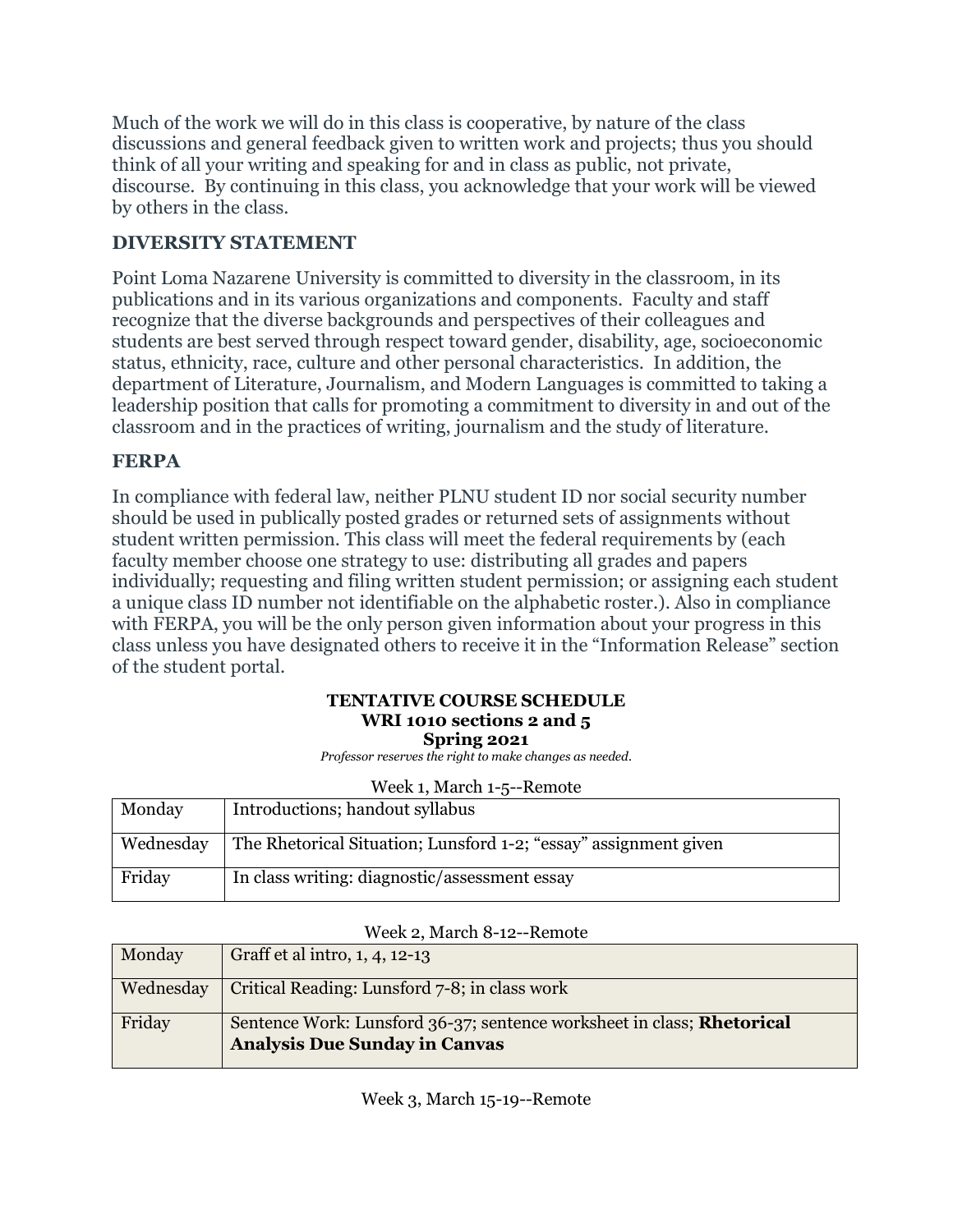Much of the work we will do in this class is cooperative, by nature of the class discussions and general feedback given to written work and projects; thus you should think of all your writing and speaking for and in class as public, not private, discourse. By continuing in this class, you acknowledge that your work will be viewed by others in the class.

## DIVERSITY STATEMENT

Point Loma Nazarene University is committed to diversity in the classroom, in its publications and in its various organizations and components. Faculty and staff recognize that the diverse backgrounds and perspectives of their colleagues and students are best served through respect toward gender, disability, age, socioeconomic status, ethnicity, race, culture and other personal characteristics. In addition, the department of Literature, Journalism, and Modern Languages is committed to taking a leadership position that calls for promoting a commitment to diversity in and out of the classroom and in the practices of writing, journalism and the study of literature.

## FERPA

In compliance with federal law, neither PLNU student ID nor social security number should be used in publically posted grades or returned sets of assignments without student written permission. This class will meet the federal requirements by (each faculty member choose one strategy to use: distributing all grades and papers individually; requesting and filing written student permission; or assigning each student a unique class ID number not identifiable on the alphabetic roster.). Also in compliance with FERPA, you will be the only person given information about your progress in this class unless you have designated others to receive it in the "Information Release" section of the student portal.

**TENTATIVE COURSE SCHEDULE**
**WRI 1010 sections 2 and 5**
**Spring 2021**

*Professor reserves the right to make changes as needed.*

Week 1, March 1-5--Remote

| | |
|---|---|
| Monday | Introductions; handout syllabus |
| Wednesday | The Rhetorical Situation; Lunsford 1-2; "essay" assignment given |
| Friday | In class writing: diagnostic/assessment essay |

Week 2, March 8-12--Remote

| | |
|---|---|
| Monday | Graff et al intro, 1, 4, 12-13 |
| Wednesday | Critical Reading: Lunsford 7-8; in class work |
| Friday | Sentence Work: Lunsford 36-37; sentence worksheet in class; **Rhetorical Analysis Due Sunday in Canvas** |

Week 3, March 15-19--Remote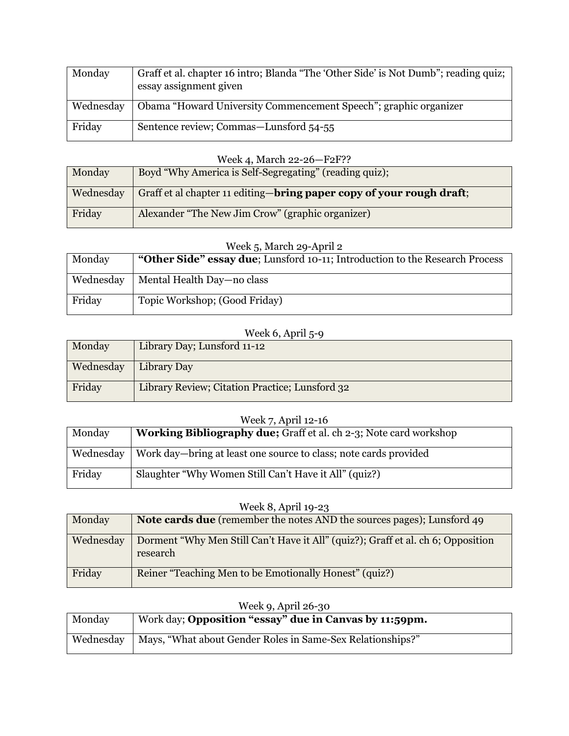| Monday | Graff et al. chapter 16 intro; Blanda "The 'Other Side' is Not Dumb"; reading quiz; essay assignment given |
|---|---|
| Wednesday | Obama "Howard University Commencement Speech"; graphic organizer |
| Friday | Sentence review; Commas—Lunsford 54-55 |

Week 4, March 22-26—F2F??

| Monday | Boyd "Why America is Self-Segregating" (reading quiz); |
|---|---|
| Wednesday | Graff et al chapter 11 editing—**bring paper copy of your rough draft**; |
| Friday | Alexander "The New Jim Crow" (graphic organizer) |

Week 5, March 29-April 2

| Monday | **"Other Side" essay due**; Lunsford 10-11; Introduction to the Research Process |
|---|---|
| Wednesday | Mental Health Day—no class |
| Friday | Topic Workshop; (Good Friday) |

Week 6, April 5-9

| Monday | Library Day; Lunsford 11-12 |
|---|---|
| Wednesday | Library Day |
| Friday | Library Review; Citation Practice; Lunsford 32 |

Week 7, April 12-16

| Monday | **Working Bibliography due;** Graff et al. ch 2-3; Note card workshop |
|---|---|
| Wednesday | Work day—bring at least one source to class; note cards provided |
| Friday | Slaughter "Why Women Still Can't Have it All" (quiz?) |

Week 8, April 19-23

| Monday | **Note cards due** (remember the notes AND the sources pages); Lunsford 49 |
|---|---|
| Wednesday | Dorment "Why Men Still Can't Have it All" (quiz?); Graff et al. ch 6; Opposition research |
| Friday | Reiner "Teaching Men to be Emotionally Honest" (quiz?) |

Week 9, April 26-30

| Monday | Work day; **Opposition "essay" due in Canvas by 11:59pm.** |
|---|---|
| Wednesday | Mays, "What about Gender Roles in Same-Sex Relationships?" |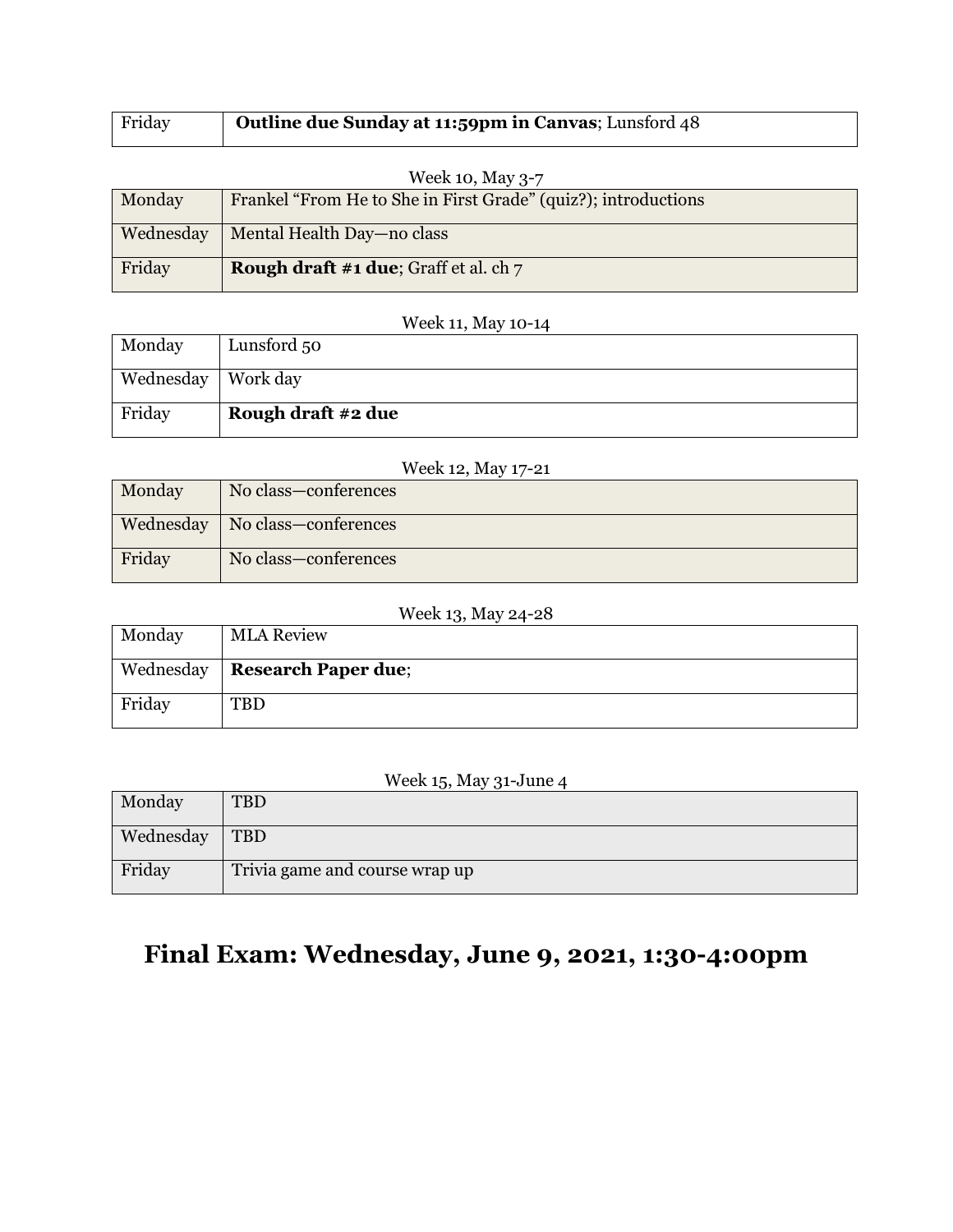| | |
|---|---|
| Friday | **Outline due Sunday at 11:59pm in Canvas**; Lunsford 48 |

Week 10, May 3-7

| | |
|---|---|
| Monday | Frankel "From He to She in First Grade" (quiz?); introductions |
| Wednesday | Mental Health Day—no class |
| Friday | **Rough draft #1 due**; Graff et al. ch 7 |

Week 11, May 10-14

| | |
|---|---|
| Monday | Lunsford 50 |
| Wednesday | Work day |
| Friday | **Rough draft #2 due** |

Week 12, May 17-21

| | |
|---|---|
| Monday | No class—conferences |
| Wednesday | No class—conferences |
| Friday | No class—conferences |

Week 13, May 24-28

| | |
|---|---|
| Monday | MLA Review |
| Wednesday | **Research Paper due**; |
| Friday | TBD |

Week 15, May 31-June 4

| | |
|---|---|
| Monday | TBD |
| Wednesday | TBD |
| Friday | Trivia game and course wrap up |

## Final Exam: Wednesday, June 9, 2021, 1:30-4:00pm